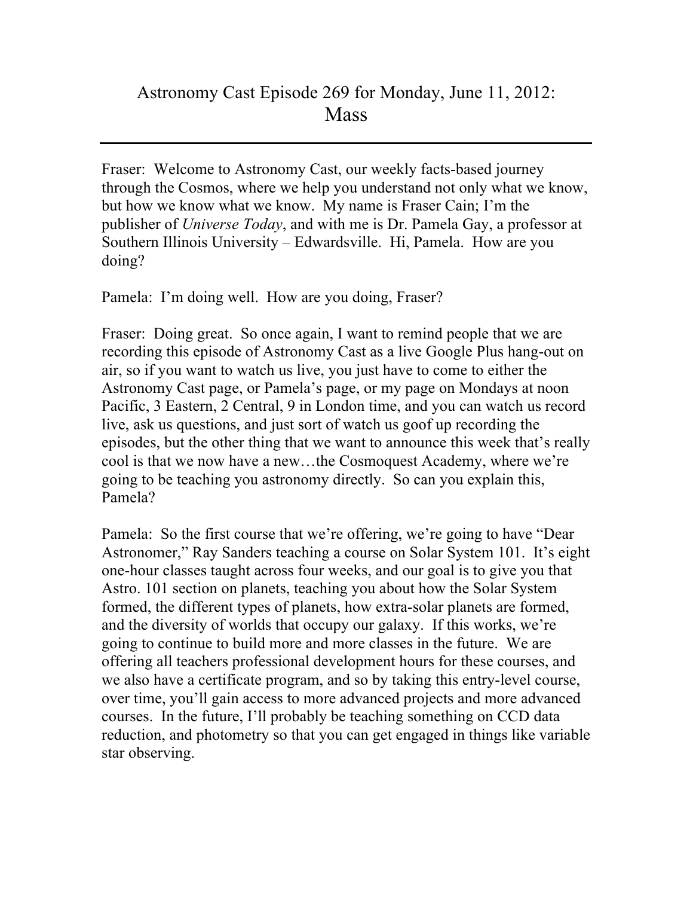# Astronomy Cast Episode 269 for Monday, June 11, 2012: Mass

---

Fraser: Welcome to Astronomy Cast, our weekly facts-based journey through the Cosmos, where we help you understand not only what we know, but how we know what we know. My name is Fraser Cain; I'm the publisher of *Universe Today*, and with me is Dr. Pamela Gay, a professor at Southern Illinois University – Edwardsville. Hi, Pamela. How are you doing?

Pamela: I'm doing well. How are you doing, Fraser?

Fraser: Doing great. So once again, I want to remind people that we are recording this episode of Astronomy Cast as a live Google Plus hang-out on air, so if you want to watch us live, you just have to come to either the Astronomy Cast page, or Pamela's page, or my page on Mondays at noon Pacific, 3 Eastern, 2 Central, 9 in London time, and you can watch us record live, ask us questions, and just sort of watch us goof up recording the episodes, but the other thing that we want to announce this week that's really cool is that we now have a new…the Cosmoquest Academy, where we're going to be teaching you astronomy directly. So can you explain this, Pamela?

Pamela: So the first course that we're offering, we're going to have "Dear Astronomer," Ray Sanders teaching a course on Solar System 101. It's eight one-hour classes taught across four weeks, and our goal is to give you that Astro. 101 section on planets, teaching you about how the Solar System formed, the different types of planets, how extra-solar planets are formed, and the diversity of worlds that occupy our galaxy. If this works, we're going to continue to build more and more classes in the future. We are offering all teachers professional development hours for these courses, and we also have a certificate program, and so by taking this entry-level course, over time, you'll gain access to more advanced projects and more advanced courses. In the future, I'll probably be teaching something on CCD data reduction, and photometry so that you can get engaged in things like variable star observing.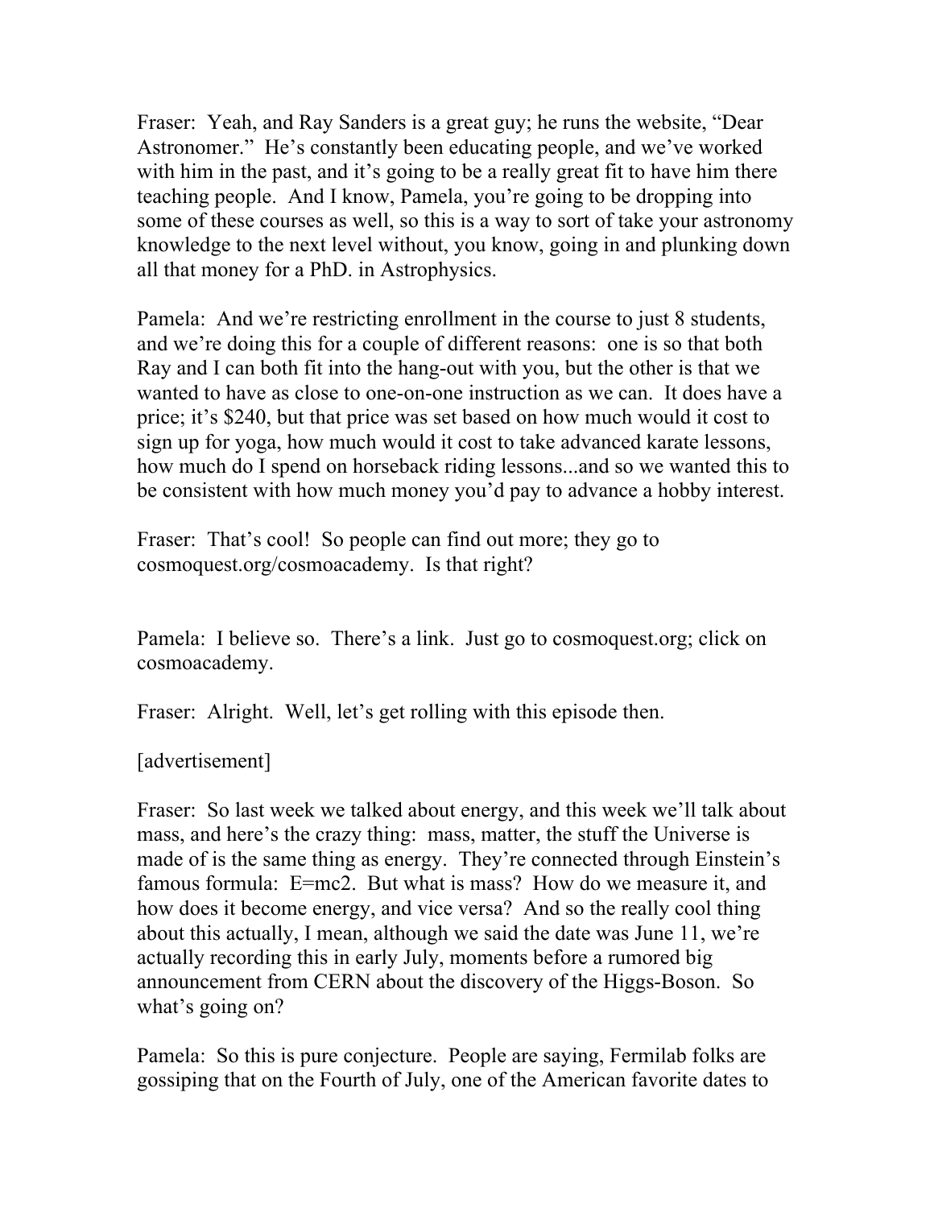Fraser: Yeah, and Ray Sanders is a great guy; he runs the website, "Dear Astronomer." He's constantly been educating people, and we've worked with him in the past, and it's going to be a really great fit to have him there teaching people. And I know, Pamela, you're going to be dropping into some of these courses as well, so this is a way to sort of take your astronomy knowledge to the next level without, you know, going in and plunking down all that money for a PhD. in Astrophysics.

Pamela: And we're restricting enrollment in the course to just 8 students, and we're doing this for a couple of different reasons: one is so that both Ray and I can both fit into the hang-out with you, but the other is that we wanted to have as close to one-on-one instruction as we can. It does have a price; it's $240, but that price was set based on how much would it cost to sign up for yoga, how much would it cost to take advanced karate lessons, how much do I spend on horseback riding lessons...and so we wanted this to be consistent with how much money you'd pay to advance a hobby interest.

Fraser: That's cool! So people can find out more; they go to cosmoquest.org/cosmoacademy. Is that right?

Pamela: I believe so. There's a link. Just go to cosmoquest.org; click on cosmoacademy.

Fraser: Alright. Well, let's get rolling with this episode then.

[advertisement]

Fraser: So last week we talked about energy, and this week we'll talk about mass, and here's the crazy thing: mass, matter, the stuff the Universe is made of is the same thing as energy. They're connected through Einstein's famous formula: E=mc2. But what is mass? How do we measure it, and how does it become energy, and vice versa? And so the really cool thing about this actually, I mean, although we said the date was June 11, we're actually recording this in early July, moments before a rumored big announcement from CERN about the discovery of the Higgs-Boson. So what's going on?

Pamela: So this is pure conjecture. People are saying, Fermilab folks are gossiping that on the Fourth of July, one of the American favorite dates to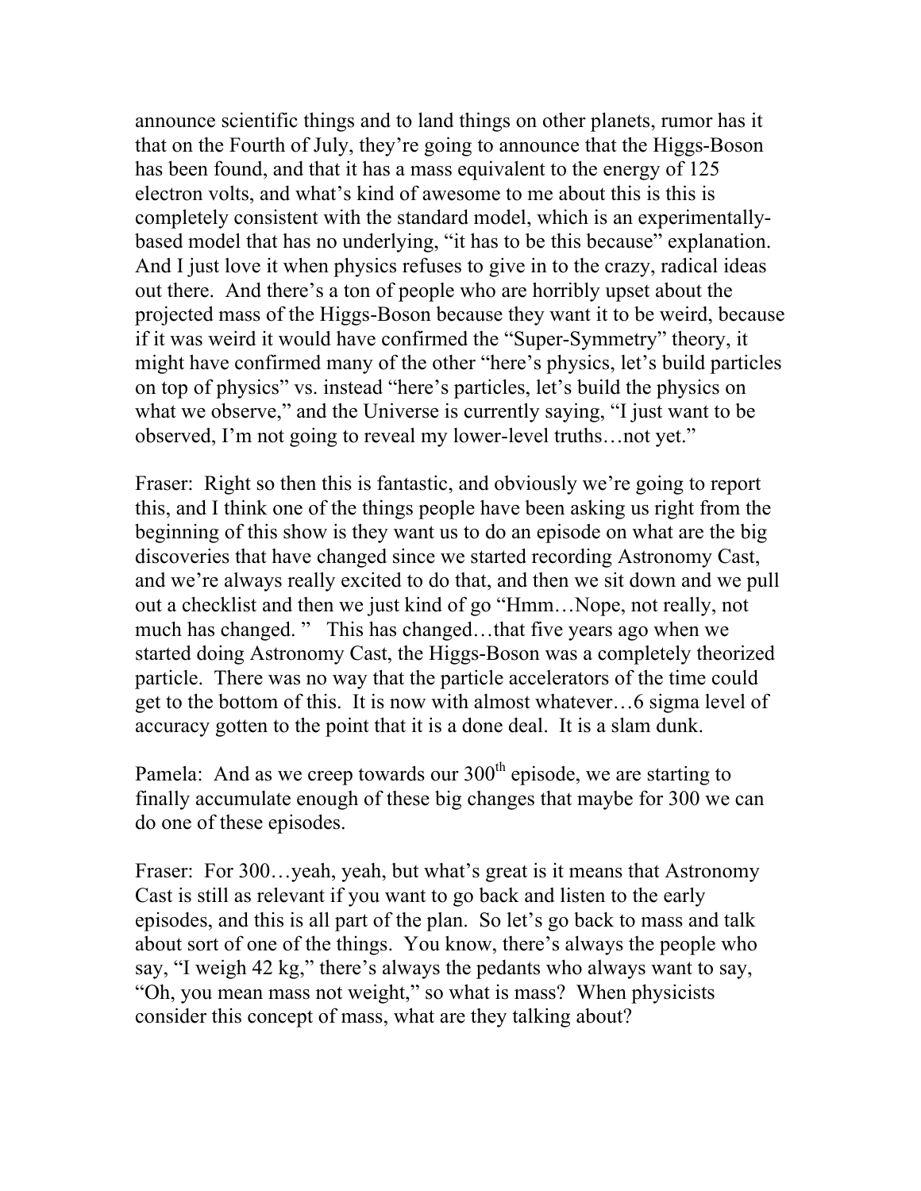announce scientific things and to land things on other planets, rumor has it that on the Fourth of July, they're going to announce that the Higgs-Boson has been found, and that it has a mass equivalent to the energy of 125 electron volts, and what's kind of awesome to me about this is this is completely consistent with the standard model, which is an experimentally-based model that has no underlying, "it has to be this because" explanation. And I just love it when physics refuses to give in to the crazy, radical ideas out there. And there's a ton of people who are horribly upset about the projected mass of the Higgs-Boson because they want it to be weird, because if it was weird it would have confirmed the "Super-Symmetry" theory, it might have confirmed many of the other "here's physics, let's build particles on top of physics" vs. instead "here's particles, let's build the physics on what we observe," and the Universe is currently saying, "I just want to be observed, I'm not going to reveal my lower-level truths…not yet."

Fraser: Right so then this is fantastic, and obviously we're going to report this, and I think one of the things people have been asking us right from the beginning of this show is they want us to do an episode on what are the big discoveries that have changed since we started recording Astronomy Cast, and we're always really excited to do that, and then we sit down and we pull out a checklist and then we just kind of go "Hmm…Nope, not really, not much has changed. " This has changed…that five years ago when we started doing Astronomy Cast, the Higgs-Boson was a completely theorized particle. There was no way that the particle accelerators of the time could get to the bottom of this. It is now with almost whatever…6 sigma level of accuracy gotten to the point that it is a done deal. It is a slam dunk.

Pamela: And as we creep towards our 300th episode, we are starting to finally accumulate enough of these big changes that maybe for 300 we can do one of these episodes.

Fraser: For 300…yeah, yeah, but what's great is it means that Astronomy Cast is still as relevant if you want to go back and listen to the early episodes, and this is all part of the plan. So let's go back to mass and talk about sort of one of the things. You know, there's always the people who say, "I weigh 42 kg," there's always the pedants who always want to say, "Oh, you mean mass not weight," so what is mass? When physicists consider this concept of mass, what are they talking about?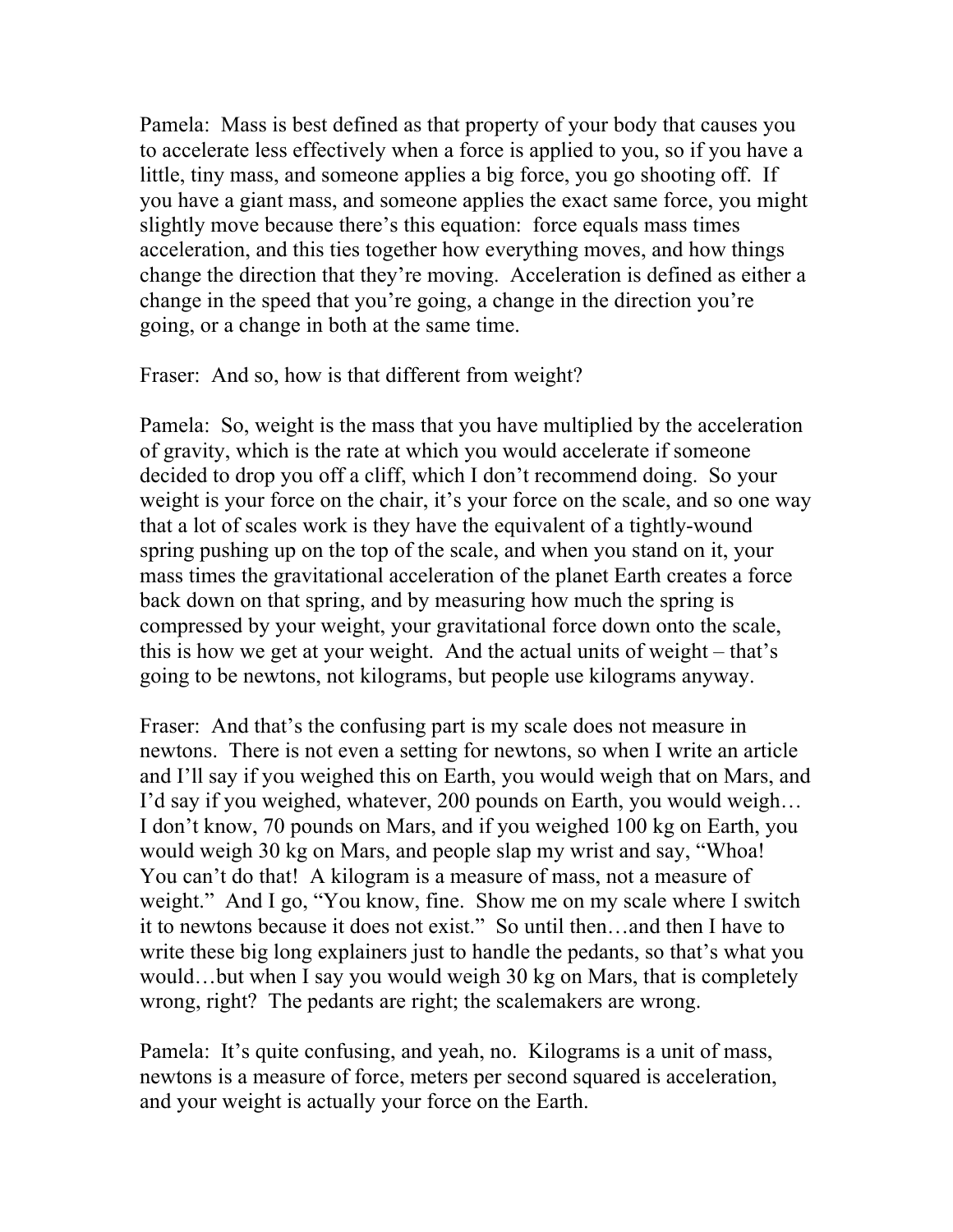Pamela: Mass is best defined as that property of your body that causes you to accelerate less effectively when a force is applied to you, so if you have a little, tiny mass, and someone applies a big force, you go shooting off. If you have a giant mass, and someone applies the exact same force, you might slightly move because there's this equation: force equals mass times acceleration, and this ties together how everything moves, and how things change the direction that they're moving. Acceleration is defined as either a change in the speed that you're going, a change in the direction you're going, or a change in both at the same time.

Fraser: And so, how is that different from weight?

Pamela: So, weight is the mass that you have multiplied by the acceleration of gravity, which is the rate at which you would accelerate if someone decided to drop you off a cliff, which I don't recommend doing. So your weight is your force on the chair, it's your force on the scale, and so one way that a lot of scales work is they have the equivalent of a tightly-wound spring pushing up on the top of the scale, and when you stand on it, your mass times the gravitational acceleration of the planet Earth creates a force back down on that spring, and by measuring how much the spring is compressed by your weight, your gravitational force down onto the scale, this is how we get at your weight. And the actual units of weight – that's going to be newtons, not kilograms, but people use kilograms anyway.

Fraser: And that's the confusing part is my scale does not measure in newtons. There is not even a setting for newtons, so when I write an article and I'll say if you weighed this on Earth, you would weigh that on Mars, and I'd say if you weighed, whatever, 200 pounds on Earth, you would weigh… I don't know, 70 pounds on Mars, and if you weighed 100 kg on Earth, you would weigh 30 kg on Mars, and people slap my wrist and say, "Whoa! You can't do that! A kilogram is a measure of mass, not a measure of weight." And I go, "You know, fine. Show me on my scale where I switch it to newtons because it does not exist." So until then…and then I have to write these big long explainers just to handle the pedants, so that's what you would…but when I say you would weigh 30 kg on Mars, that is completely wrong, right? The pedants are right; the scalemakers are wrong.

Pamela: It's quite confusing, and yeah, no. Kilograms is a unit of mass, newtons is a measure of force, meters per second squared is acceleration, and your weight is actually your force on the Earth.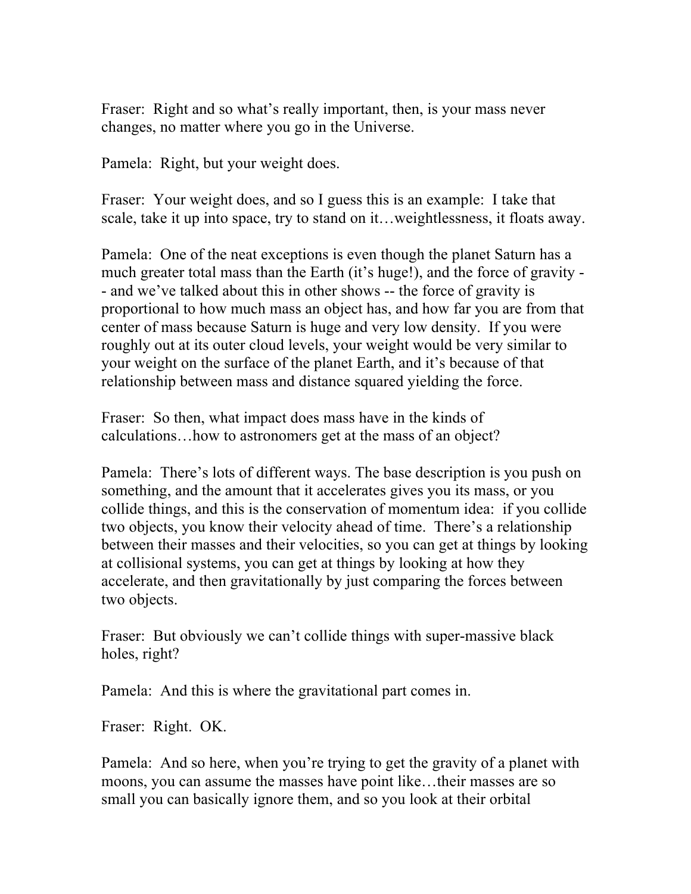Fraser: Right and so what's really important, then, is your mass never changes, no matter where you go in the Universe.

Pamela: Right, but your weight does.

Fraser: Your weight does, and so I guess this is an example: I take that scale, take it up into space, try to stand on it…weightlessness, it floats away.

Pamela: One of the neat exceptions is even though the planet Saturn has a much greater total mass than the Earth (it's huge!), and the force of gravity -- and we've talked about this in other shows -- the force of gravity is proportional to how much mass an object has, and how far you are from that center of mass because Saturn is huge and very low density. If you were roughly out at its outer cloud levels, your weight would be very similar to your weight on the surface of the planet Earth, and it's because of that relationship between mass and distance squared yielding the force.

Fraser: So then, what impact does mass have in the kinds of calculations…how to astronomers get at the mass of an object?

Pamela: There's lots of different ways. The base description is you push on something, and the amount that it accelerates gives you its mass, or you collide things, and this is the conservation of momentum idea: if you collide two objects, you know their velocity ahead of time. There's a relationship between their masses and their velocities, so you can get at things by looking at collisional systems, you can get at things by looking at how they accelerate, and then gravitationally by just comparing the forces between two objects.

Fraser: But obviously we can't collide things with super-massive black holes, right?

Pamela: And this is where the gravitational part comes in.

Fraser: Right. OK.

Pamela: And so here, when you're trying to get the gravity of a planet with moons, you can assume the masses have point like…their masses are so small you can basically ignore them, and so you look at their orbital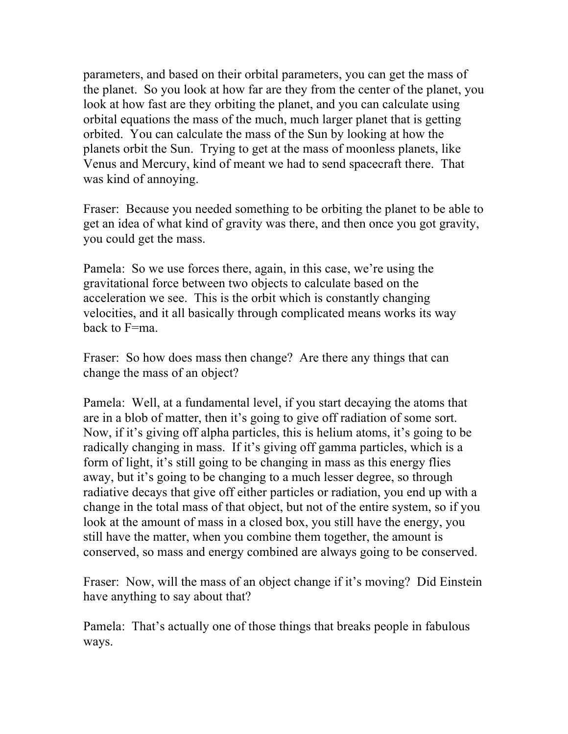parameters, and based on their orbital parameters, you can get the mass of the planet. So you look at how far are they from the center of the planet, you look at how fast are they orbiting the planet, and you can calculate using orbital equations the mass of the much, much larger planet that is getting orbited. You can calculate the mass of the Sun by looking at how the planets orbit the Sun. Trying to get at the mass of moonless planets, like Venus and Mercury, kind of meant we had to send spacecraft there. That was kind of annoying.

Fraser: Because you needed something to be orbiting the planet to be able to get an idea of what kind of gravity was there, and then once you got gravity, you could get the mass.

Pamela: So we use forces there, again, in this case, we're using the gravitational force between two objects to calculate based on the acceleration we see. This is the orbit which is constantly changing velocities, and it all basically through complicated means works its way back to $F=ma$.

Fraser: So how does mass then change? Are there any things that can change the mass of an object?

Pamela: Well, at a fundamental level, if you start decaying the atoms that are in a blob of matter, then it's going to give off radiation of some sort. Now, if it's giving off alpha particles, this is helium atoms, it's going to be radically changing in mass. If it's giving off gamma particles, which is a form of light, it's still going to be changing in mass as this energy flies away, but it's going to be changing to a much lesser degree, so through radiative decays that give off either particles or radiation, you end up with a change in the total mass of that object, but not of the entire system, so if you look at the amount of mass in a closed box, you still have the energy, you still have the matter, when you combine them together, the amount is conserved, so mass and energy combined are always going to be conserved.

Fraser: Now, will the mass of an object change if it's moving? Did Einstein have anything to say about that?

Pamela: That's actually one of those things that breaks people in fabulous ways.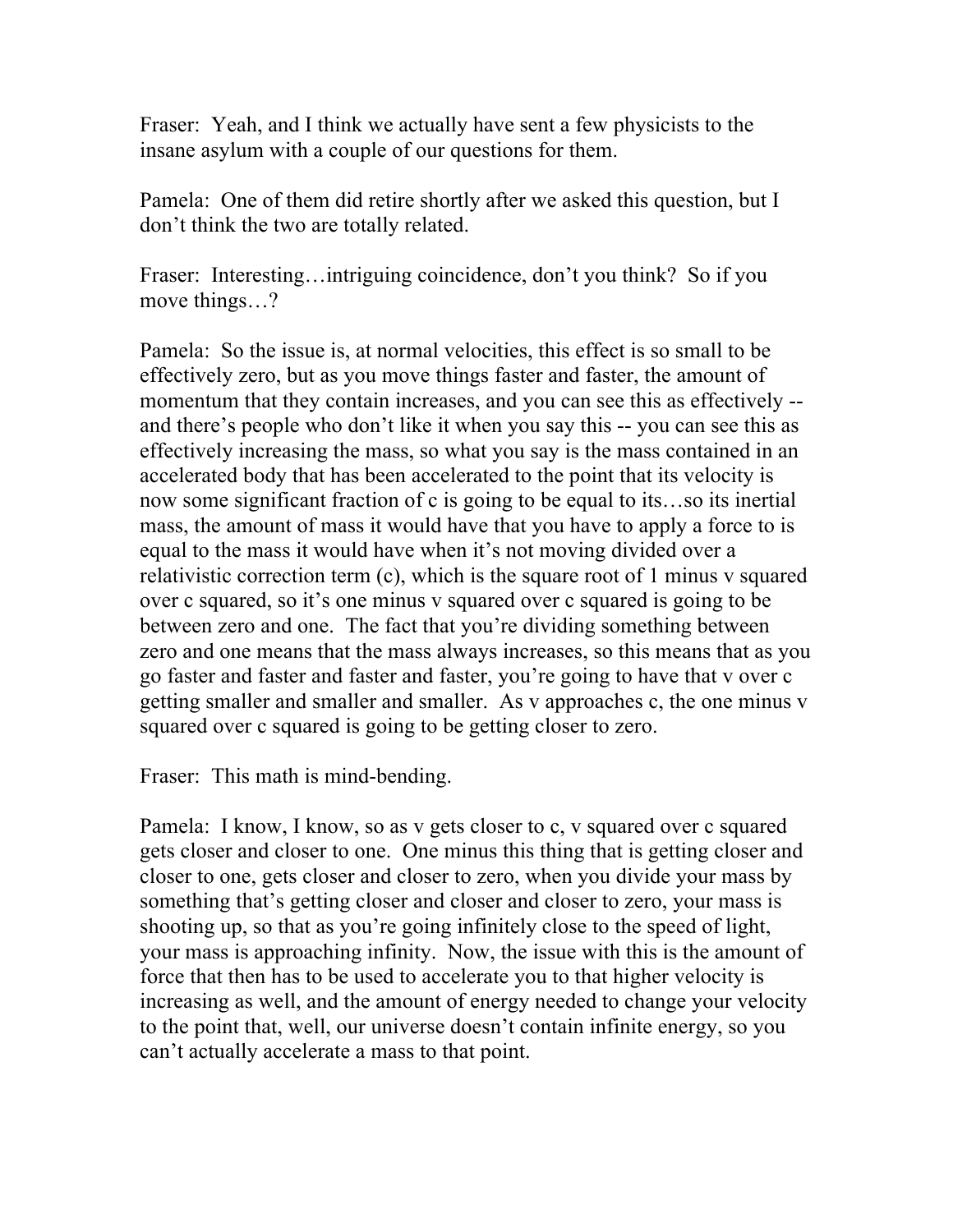Fraser: Yeah, and I think we actually have sent a few physicists to the insane asylum with a couple of our questions for them.

Pamela: One of them did retire shortly after we asked this question, but I don't think the two are totally related.

Fraser: Interesting…intriguing coincidence, don't you think? So if you move things…?

Pamela: So the issue is, at normal velocities, this effect is so small to be effectively zero, but as you move things faster and faster, the amount of momentum that they contain increases, and you can see this as effectively -- and there's people who don't like it when you say this -- you can see this as effectively increasing the mass, so what you say is the mass contained in an accelerated body that has been accelerated to the point that its velocity is now some significant fraction of c is going to be equal to its…so its inertial mass, the amount of mass it would have that you have to apply a force to is equal to the mass it would have when it's not moving divided over a relativistic correction term (c), which is the square root of 1 minus v squared over c squared, so it's one minus v squared over c squared is going to be between zero and one. The fact that you're dividing something between zero and one means that the mass always increases, so this means that as you go faster and faster and faster and faster, you're going to have that v over c getting smaller and smaller and smaller. As v approaches c, the one minus v squared over c squared is going to be getting closer to zero.

Fraser: This math is mind-bending.

Pamela: I know, I know, so as v gets closer to c, v squared over c squared gets closer and closer to one. One minus this thing that is getting closer and closer to one, gets closer and closer to zero, when you divide your mass by something that's getting closer and closer and closer to zero, your mass is shooting up, so that as you're going infinitely close to the speed of light, your mass is approaching infinity. Now, the issue with this is the amount of force that then has to be used to accelerate you to that higher velocity is increasing as well, and the amount of energy needed to change your velocity to the point that, well, our universe doesn't contain infinite energy, so you can't actually accelerate a mass to that point.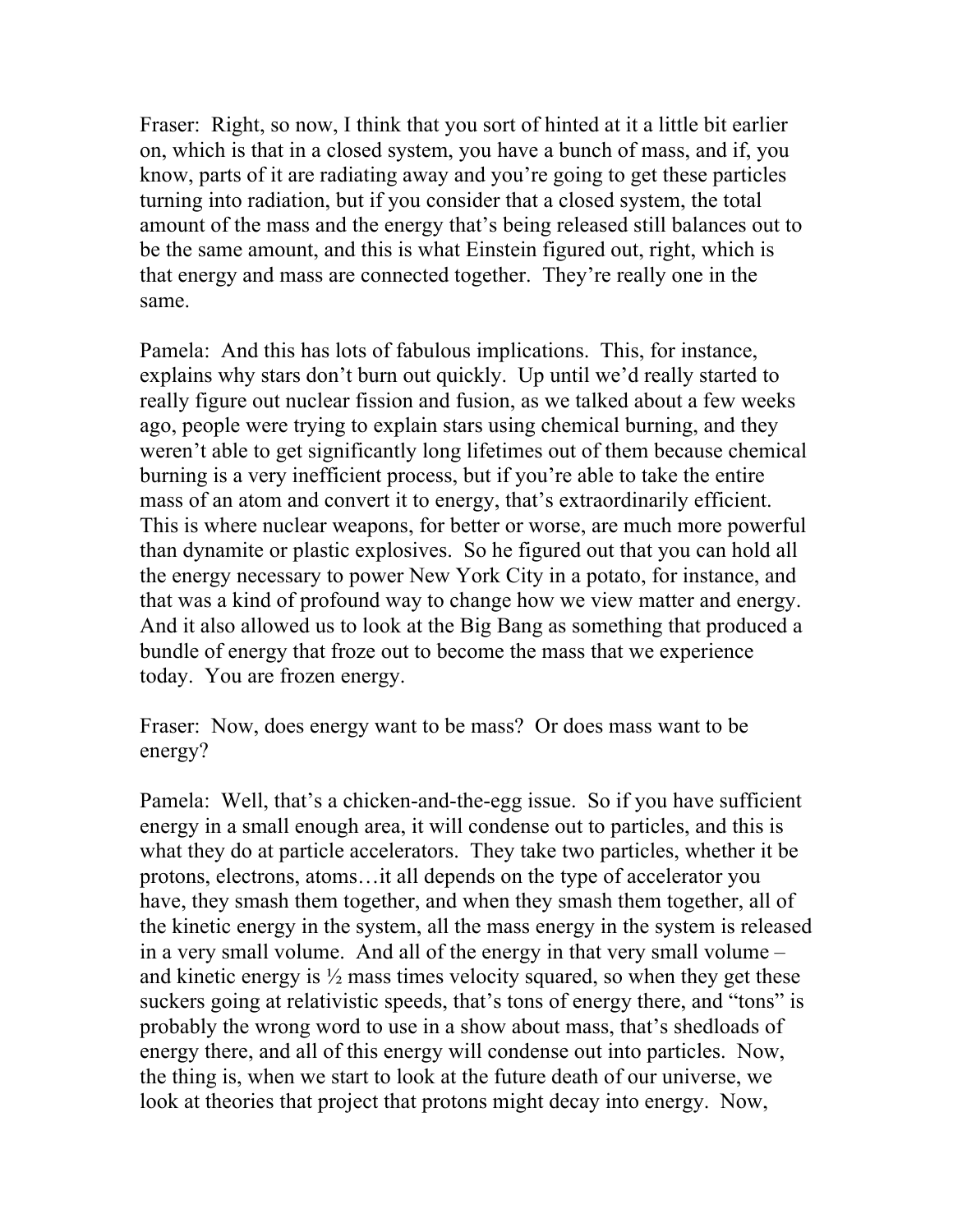Fraser: Right, so now, I think that you sort of hinted at it a little bit earlier on, which is that in a closed system, you have a bunch of mass, and if, you know, parts of it are radiating away and you're going to get these particles turning into radiation, but if you consider that a closed system, the total amount of the mass and the energy that's being released still balances out to be the same amount, and this is what Einstein figured out, right, which is that energy and mass are connected together. They're really one in the same.

Pamela: And this has lots of fabulous implications. This, for instance, explains why stars don't burn out quickly. Up until we'd really started to really figure out nuclear fission and fusion, as we talked about a few weeks ago, people were trying to explain stars using chemical burning, and they weren't able to get significantly long lifetimes out of them because chemical burning is a very inefficient process, but if you're able to take the entire mass of an atom and convert it to energy, that's extraordinarily efficient. This is where nuclear weapons, for better or worse, are much more powerful than dynamite or plastic explosives. So he figured out that you can hold all the energy necessary to power New York City in a potato, for instance, and that was a kind of profound way to change how we view matter and energy. And it also allowed us to look at the Big Bang as something that produced a bundle of energy that froze out to become the mass that we experience today. You are frozen energy.

Fraser: Now, does energy want to be mass? Or does mass want to be energy?

Pamela: Well, that's a chicken-and-the-egg issue. So if you have sufficient energy in a small enough area, it will condense out to particles, and this is what they do at particle accelerators. They take two particles, whether it be protons, electrons, atoms…it all depends on the type of accelerator you have, they smash them together, and when they smash them together, all of the kinetic energy in the system, all the mass energy in the system is released in a very small volume. And all of the energy in that very small volume – and kinetic energy is ½ mass times velocity squared, so when they get these suckers going at relativistic speeds, that's tons of energy there, and "tons" is probably the wrong word to use in a show about mass, that's shedloads of energy there, and all of this energy will condense out into particles. Now, the thing is, when we start to look at the future death of our universe, we look at theories that project that protons might decay into energy. Now,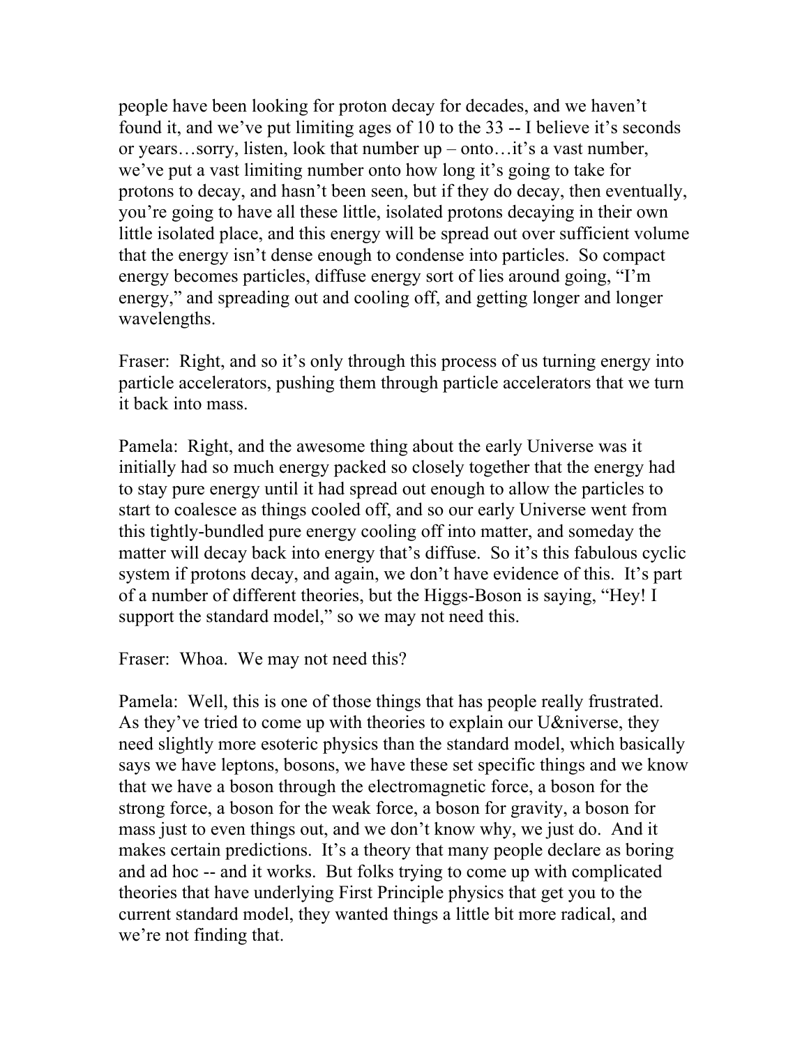people have been looking for proton decay for decades, and we haven't found it, and we've put limiting ages of 10 to the 33 -- I believe it's seconds or years…sorry, listen, look that number up – onto…it's a vast number, we've put a vast limiting number onto how long it's going to take for protons to decay, and hasn't been seen, but if they do decay, then eventually, you're going to have all these little, isolated protons decaying in their own little isolated place, and this energy will be spread out over sufficient volume that the energy isn't dense enough to condense into particles. So compact energy becomes particles, diffuse energy sort of lies around going, "I'm energy," and spreading out and cooling off, and getting longer and longer wavelengths.

Fraser: Right, and so it's only through this process of us turning energy into particle accelerators, pushing them through particle accelerators that we turn it back into mass.

Pamela: Right, and the awesome thing about the early Universe was it initially had so much energy packed so closely together that the energy had to stay pure energy until it had spread out enough to allow the particles to start to coalesce as things cooled off, and so our early Universe went from this tightly-bundled pure energy cooling off into matter, and someday the matter will decay back into energy that's diffuse. So it's this fabulous cyclic system if protons decay, and again, we don't have evidence of this. It's part of a number of different theories, but the Higgs-Boson is saying, "Hey! I support the standard model," so we may not need this.

Fraser: Whoa. We may not need this?

Pamela: Well, this is one of those things that has people really frustrated. As they've tried to come up with theories to explain our U&niverse, they need slightly more esoteric physics than the standard model, which basically says we have leptons, bosons, we have these set specific things and we know that we have a boson through the electromagnetic force, a boson for the strong force, a boson for the weak force, a boson for gravity, a boson for mass just to even things out, and we don't know why, we just do. And it makes certain predictions. It's a theory that many people declare as boring and ad hoc -- and it works. But folks trying to come up with complicated theories that have underlying First Principle physics that get you to the current standard model, they wanted things a little bit more radical, and we're not finding that.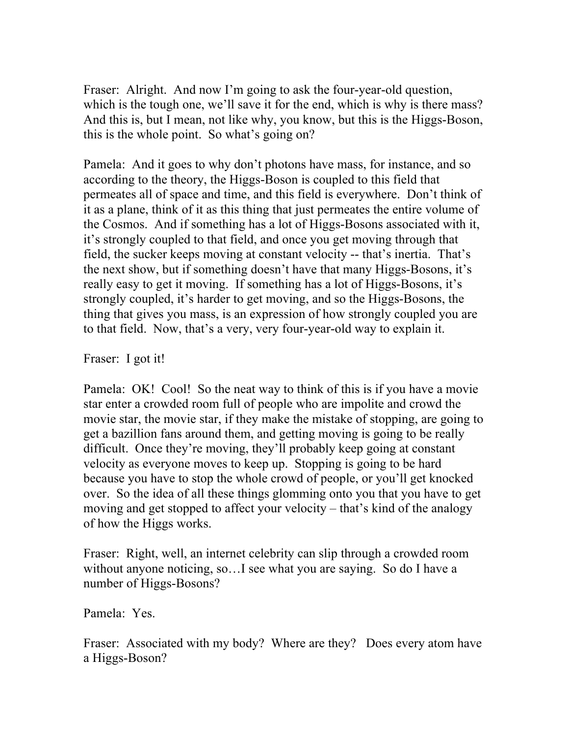Fraser: Alright. And now I'm going to ask the four-year-old question, which is the tough one, we'll save it for the end, which is why is there mass? And this is, but I mean, not like why, you know, but this is the Higgs-Boson, this is the whole point. So what's going on?

Pamela: And it goes to why don't photons have mass, for instance, and so according to the theory, the Higgs-Boson is coupled to this field that permeates all of space and time, and this field is everywhere. Don't think of it as a plane, think of it as this thing that just permeates the entire volume of the Cosmos. And if something has a lot of Higgs-Bosons associated with it, it's strongly coupled to that field, and once you get moving through that field, the sucker keeps moving at constant velocity -- that's inertia. That's the next show, but if something doesn't have that many Higgs-Bosons, it's really easy to get it moving. If something has a lot of Higgs-Bosons, it's strongly coupled, it's harder to get moving, and so the Higgs-Bosons, the thing that gives you mass, is an expression of how strongly coupled you are to that field. Now, that's a very, very four-year-old way to explain it.

Fraser: I got it!

Pamela: OK! Cool! So the neat way to think of this is if you have a movie star enter a crowded room full of people who are impolite and crowd the movie star, the movie star, if they make the mistake of stopping, are going to get a bazillion fans around them, and getting moving is going to be really difficult. Once they're moving, they'll probably keep going at constant velocity as everyone moves to keep up. Stopping is going to be hard because you have to stop the whole crowd of people, or you'll get knocked over. So the idea of all these things glomming onto you that you have to get moving and get stopped to affect your velocity – that's kind of the analogy of how the Higgs works.

Fraser: Right, well, an internet celebrity can slip through a crowded room without anyone noticing, so…I see what you are saying. So do I have a number of Higgs-Bosons?

Pamela: Yes.

Fraser: Associated with my body? Where are they? Does every atom have a Higgs-Boson?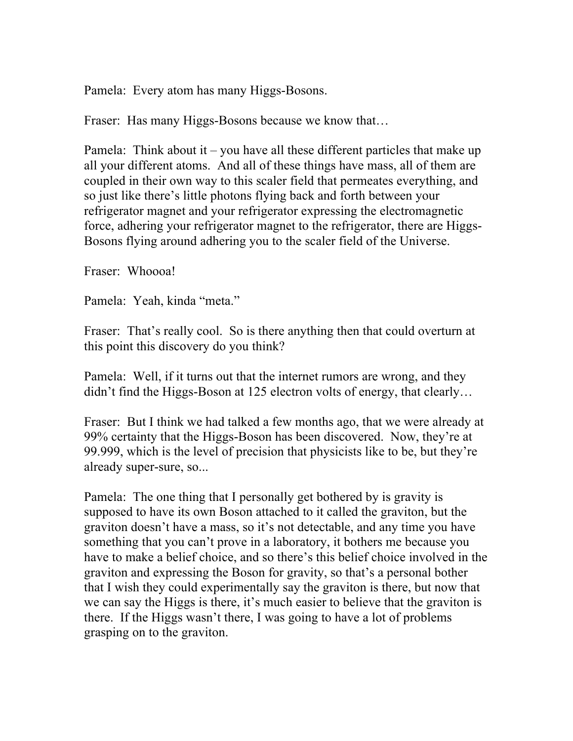Pamela: Every atom has many Higgs-Bosons.

Fraser: Has many Higgs-Bosons because we know that…

Pamela: Think about it – you have all these different particles that make up all your different atoms. And all of these things have mass, all of them are coupled in their own way to this scaler field that permeates everything, and so just like there's little photons flying back and forth between your refrigerator magnet and your refrigerator expressing the electromagnetic force, adhering your refrigerator magnet to the refrigerator, there are Higgs-Bosons flying around adhering you to the scaler field of the Universe.

Fraser: Whoooa!

Pamela: Yeah, kinda "meta."

Fraser: That's really cool. So is there anything then that could overturn at this point this discovery do you think?

Pamela: Well, if it turns out that the internet rumors are wrong, and they didn't find the Higgs-Boson at 125 electron volts of energy, that clearly…

Fraser: But I think we had talked a few months ago, that we were already at 99% certainty that the Higgs-Boson has been discovered. Now, they're at 99.999, which is the level of precision that physicists like to be, but they're already super-sure, so...

Pamela: The one thing that I personally get bothered by is gravity is supposed to have its own Boson attached to it called the graviton, but the graviton doesn't have a mass, so it's not detectable, and any time you have something that you can't prove in a laboratory, it bothers me because you have to make a belief choice, and so there's this belief choice involved in the graviton and expressing the Boson for gravity, so that's a personal bother that I wish they could experimentally say the graviton is there, but now that we can say the Higgs is there, it's much easier to believe that the graviton is there. If the Higgs wasn't there, I was going to have a lot of problems grasping on to the graviton.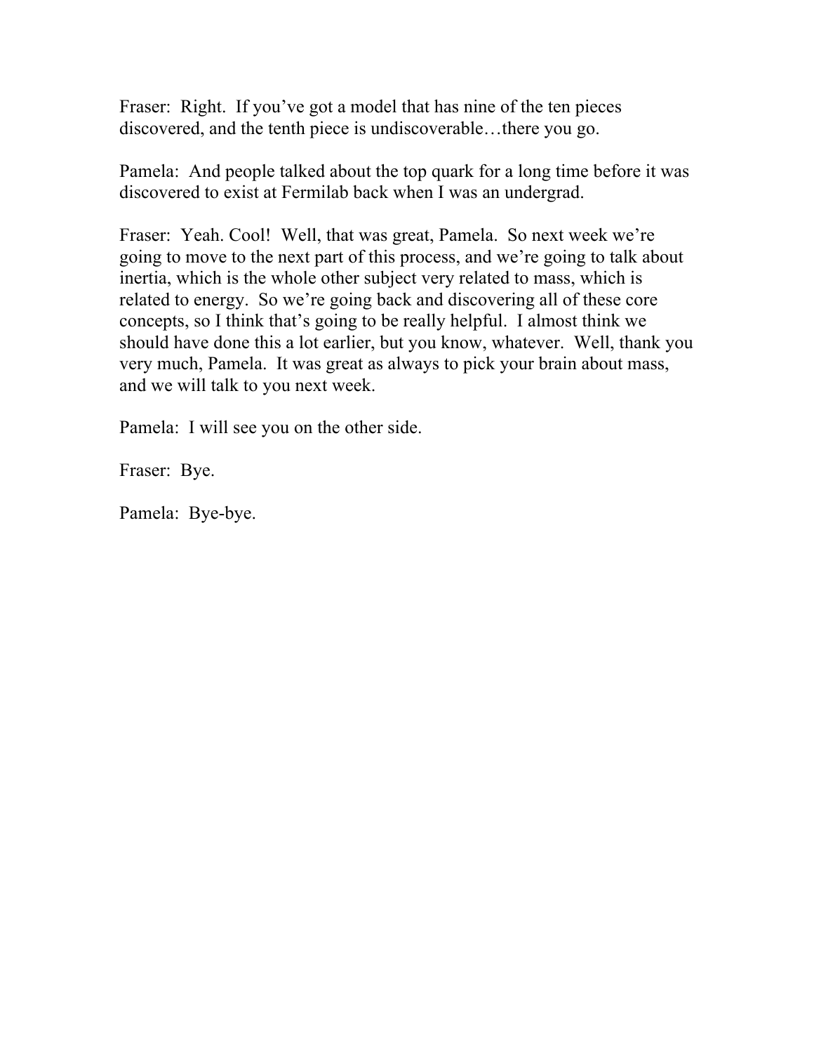Fraser: Right. If you've got a model that has nine of the ten pieces discovered, and the tenth piece is undiscoverable…there you go.

Pamela: And people talked about the top quark for a long time before it was discovered to exist at Fermilab back when I was an undergrad.

Fraser: Yeah. Cool! Well, that was great, Pamela. So next week we're going to move to the next part of this process, and we're going to talk about inertia, which is the whole other subject very related to mass, which is related to energy. So we're going back and discovering all of these core concepts, so I think that's going to be really helpful. I almost think we should have done this a lot earlier, but you know, whatever. Well, thank you very much, Pamela. It was great as always to pick your brain about mass, and we will talk to you next week.

Pamela: I will see you on the other side.

Fraser: Bye.

Pamela: Bye-bye.